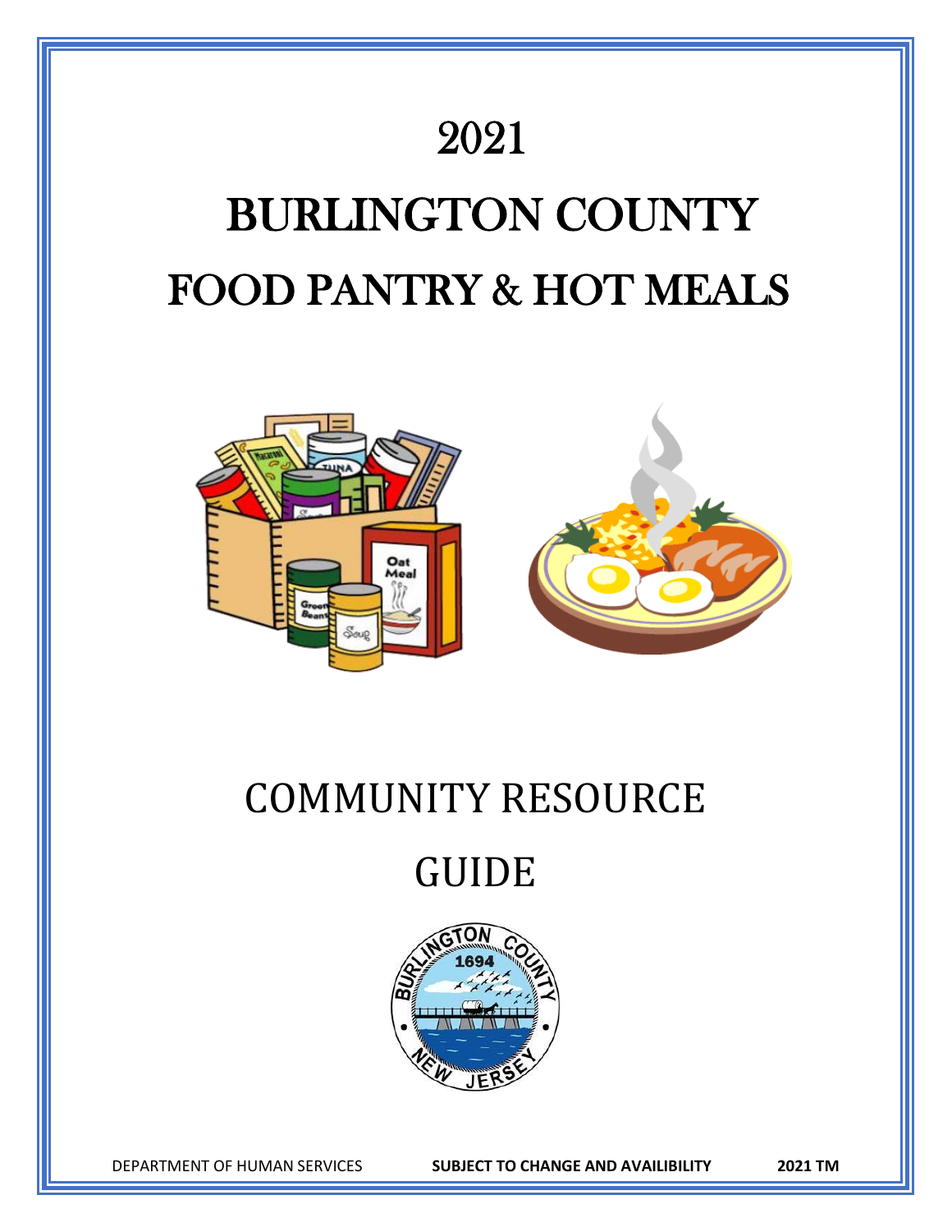# 2021

# BURLINGTON COUNTY

# FOOD PANTRY & HOT MEALS

# COMMUNITY RESOURCE

# GUIDE

DEPARTMENT OF HUMAN SERVICES **SUBJECT TO CHANGE AND AVAILIBILITY** **2021 TM**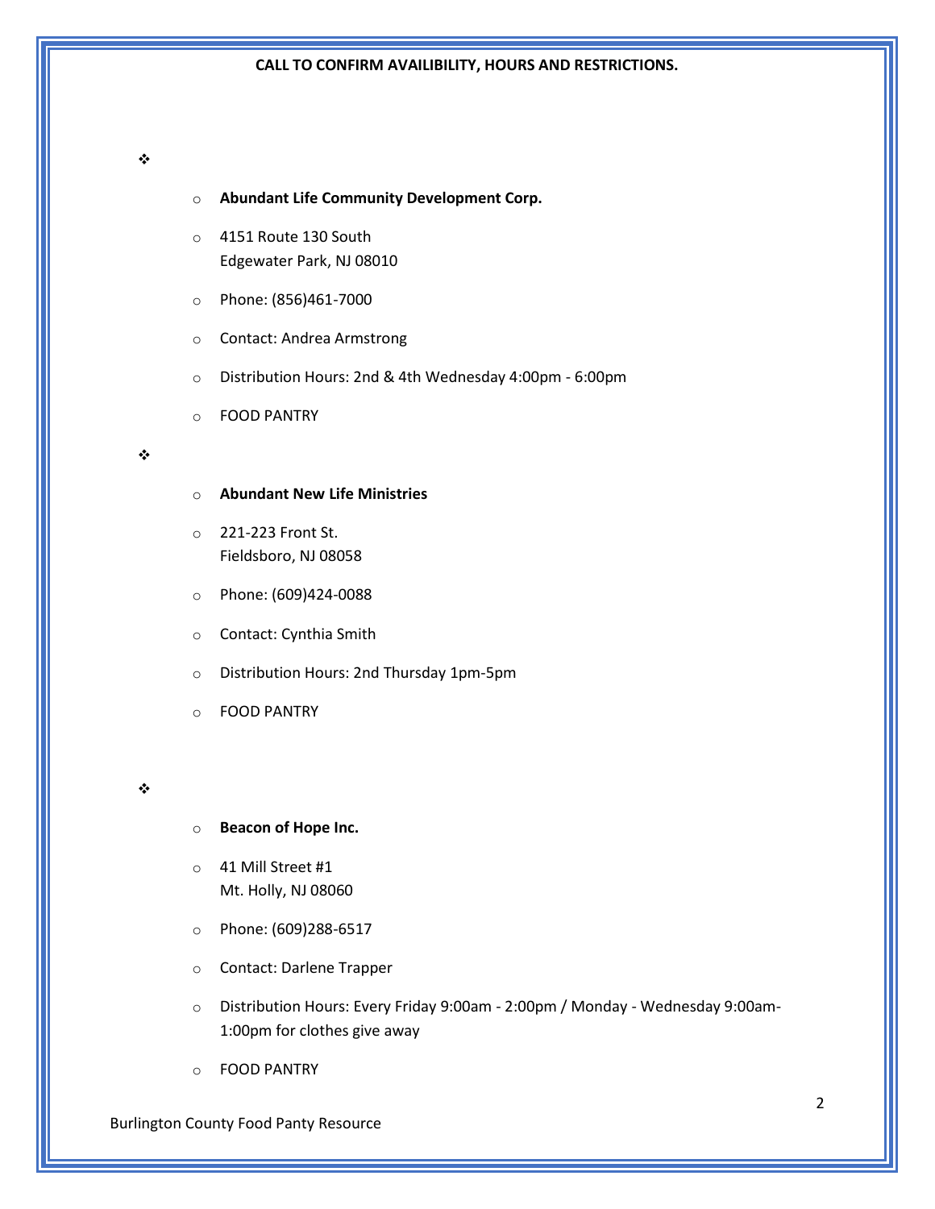**CALL TO CONFIRM AVAILIBILITY, HOURS AND RESTRICTIONS.**

- 
  - **Abundant Life Community Development Corp.**
  - 4151 Route 130 South
    Edgewater Park, NJ 08010
  - Phone: (856)461-7000
  - Contact: Andrea Armstrong
  - Distribution Hours: 2nd & 4th Wednesday 4:00pm - 6:00pm
  - FOOD PANTRY

- 
  - **Abundant New Life Ministries**
  - 221-223 Front St.
    Fieldsboro, NJ 08058
  - Phone: (609)424-0088
  - Contact: Cynthia Smith
  - Distribution Hours: 2nd Thursday 1pm-5pm
  - FOOD PANTRY

- 
  - **Beacon of Hope Inc.**
  - 41 Mill Street #1
    Mt. Holly, NJ 08060
  - Phone: (609)288-6517
  - Contact: Darlene Trapper
  - Distribution Hours: Every Friday 9:00am - 2:00pm / Monday - Wednesday 9:00am-1:00pm for clothes give away
  - FOOD PANTRY

Burlington County Food Panty Resource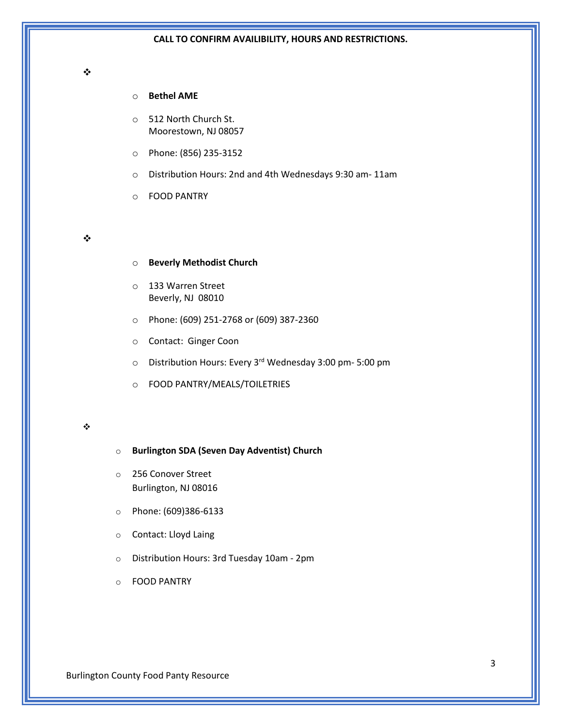**CALL TO CONFIRM AVAILIBILITY, HOURS AND RESTRICTIONS.**

- 
  - **Bethel AME**
  - 512 North Church St.
    Moorestown, NJ 08057
  - Phone: (856) 235-3152
  - Distribution Hours: 2nd and 4th Wednesdays 9:30 am- 11am
  - FOOD PANTRY

- 
  - **Beverly Methodist Church**
  - 133 Warren Street
    Beverly, NJ 08010
  - Phone: (609) 251-2768 or (609) 387-2360
  - Contact: Ginger Coon
  - Distribution Hours: Every 3rd Wednesday 3:00 pm- 5:00 pm
  - FOOD PANTRY/MEALS/TOILETRIES

- 
  - **Burlington SDA (Seven Day Adventist) Church**
  - 256 Conover Street
    Burlington, NJ 08016
  - Phone: (609)386-6133
  - Contact: Lloyd Laing
  - Distribution Hours: 3rd Tuesday 10am - 2pm
  - FOOD PANTRY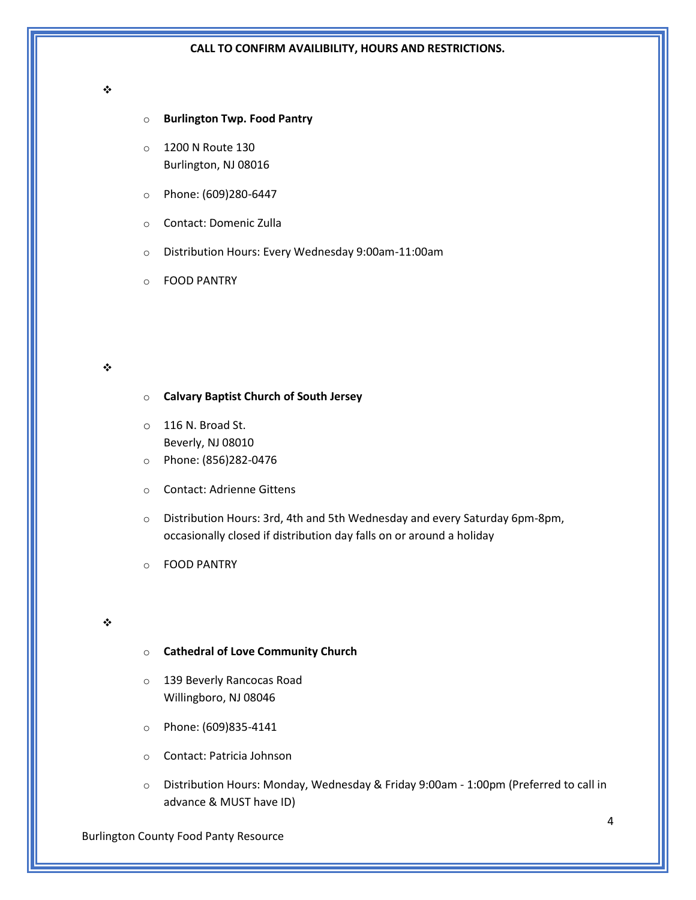**CALL TO CONFIRM AVAILIBILITY, HOURS AND RESTRICTIONS.**

- **Burlington Twp. Food Pantry**
- 1200 N Route 130
  Burlington, NJ 08016
- Phone: (609)280-6447
- Contact: Domenic Zulla
- Distribution Hours: Every Wednesday 9:00am-11:00am
- FOOD PANTRY

---

- **Calvary Baptist Church of South Jersey**
- 116 N. Broad St.
  Beverly, NJ 08010
- Phone: (856)282-0476
- Contact: Adrienne Gittens
- Distribution Hours: 3rd, 4th and 5th Wednesday and every Saturday 6pm-8pm, occasionally closed if distribution day falls on or around a holiday
- FOOD PANTRY

---

- **Cathedral of Love Community Church**
- 139 Beverly Rancocas Road
  Willingboro, NJ 08046
- Phone: (609)835-4141
- Contact: Patricia Johnson
- Distribution Hours: Monday, Wednesday & Friday 9:00am - 1:00pm (Preferred to call in advance & MUST have ID)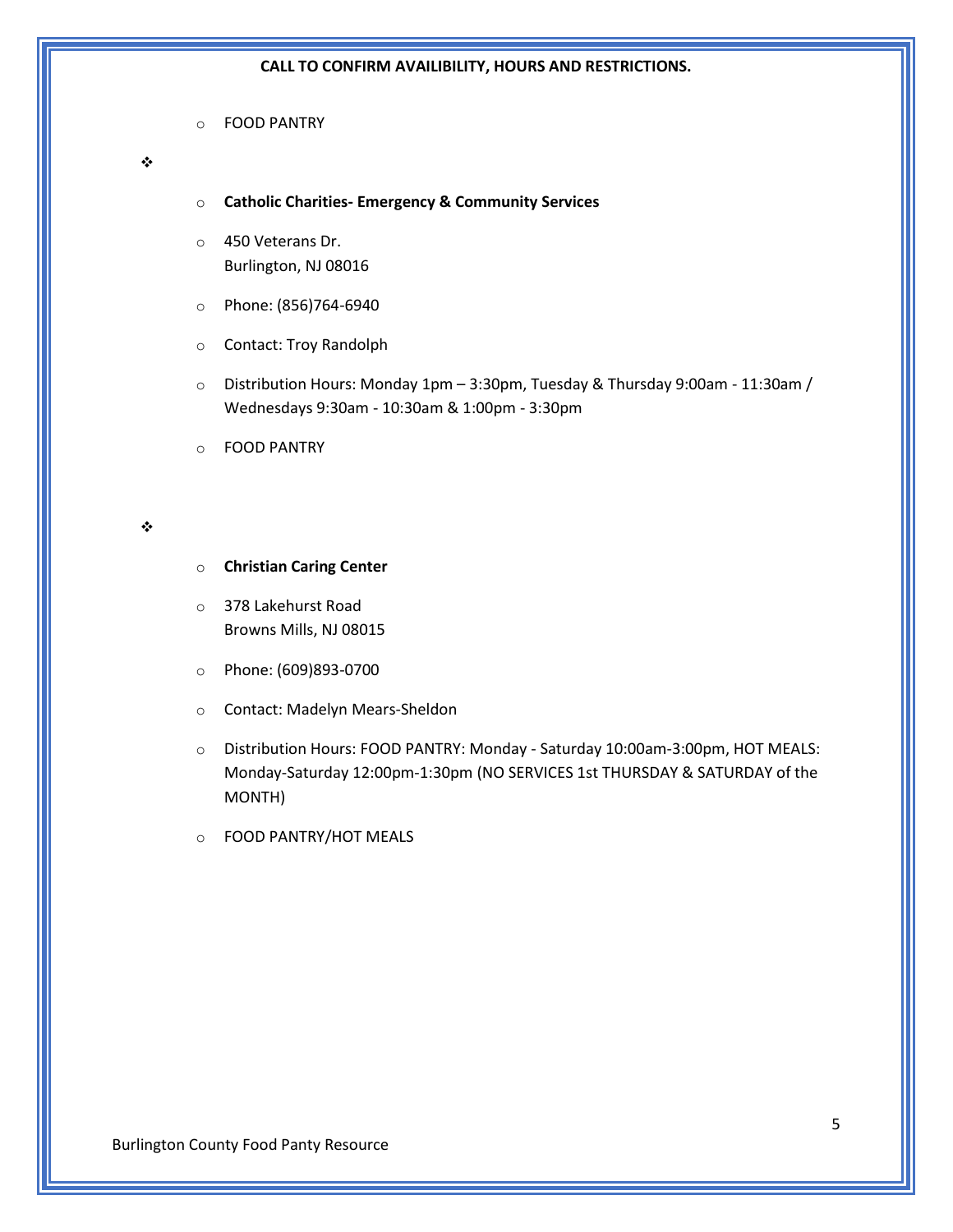**CALL TO CONFIRM AVAILIBILITY, HOURS AND RESTRICTIONS.**

- FOOD PANTRY

❖

- **Catholic Charities- Emergency & Community Services**
- 450 Veterans Dr.
  Burlington, NJ 08016
- Phone: (856)764-6940
- Contact: Troy Randolph
- Distribution Hours: Monday 1pm – 3:30pm, Tuesday & Thursday 9:00am - 11:30am / Wednesdays 9:30am - 10:30am & 1:00pm - 3:30pm
- FOOD PANTRY

❖

- **Christian Caring Center**
- 378 Lakehurst Road
  Browns Mills, NJ 08015
- Phone: (609)893-0700
- Contact: Madelyn Mears-Sheldon
- Distribution Hours: FOOD PANTRY: Monday - Saturday 10:00am-3:00pm, HOT MEALS: Monday-Saturday 12:00pm-1:30pm (NO SERVICES 1st THURSDAY & SATURDAY of the MONTH)
- FOOD PANTRY/HOT MEALS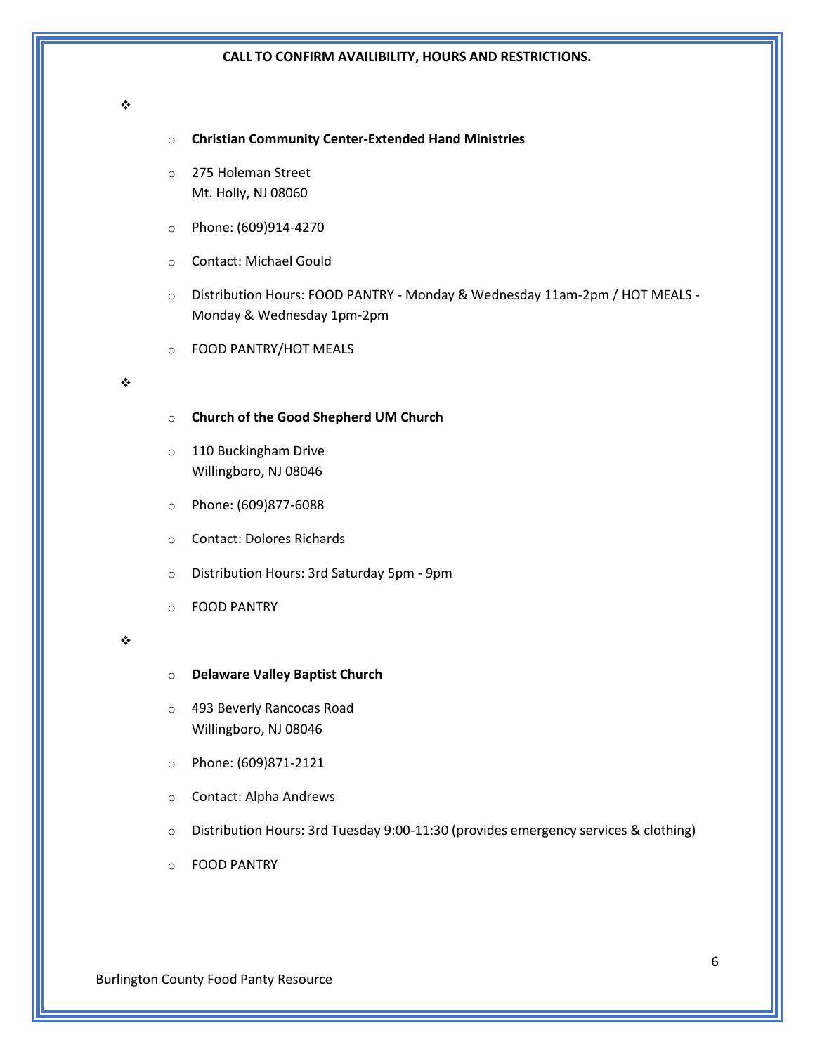**CALL TO CONFIRM AVAILIBILITY, HOURS AND RESTRICTIONS.**

- **Christian Community Center-Extended Hand Ministries**
  - 275 Holeman Street  
    Mt. Holly, NJ 08060
  - Phone: (609)914-4270
  - Contact: Michael Gould
  - Distribution Hours: FOOD PANTRY - Monday & Wednesday 11am-2pm / HOT MEALS - Monday & Wednesday 1pm-2pm
  - FOOD PANTRY/HOT MEALS

- **Church of the Good Shepherd UM Church**
  - 110 Buckingham Drive  
    Willingboro, NJ 08046
  - Phone: (609)877-6088
  - Contact: Dolores Richards
  - Distribution Hours: 3rd Saturday 5pm - 9pm
  - FOOD PANTRY

- **Delaware Valley Baptist Church**
  - 493 Beverly Rancocas Road  
    Willingboro, NJ 08046
  - Phone: (609)871-2121
  - Contact: Alpha Andrews
  - Distribution Hours: 3rd Tuesday 9:00-11:30 (provides emergency services & clothing)
  - FOOD PANTRY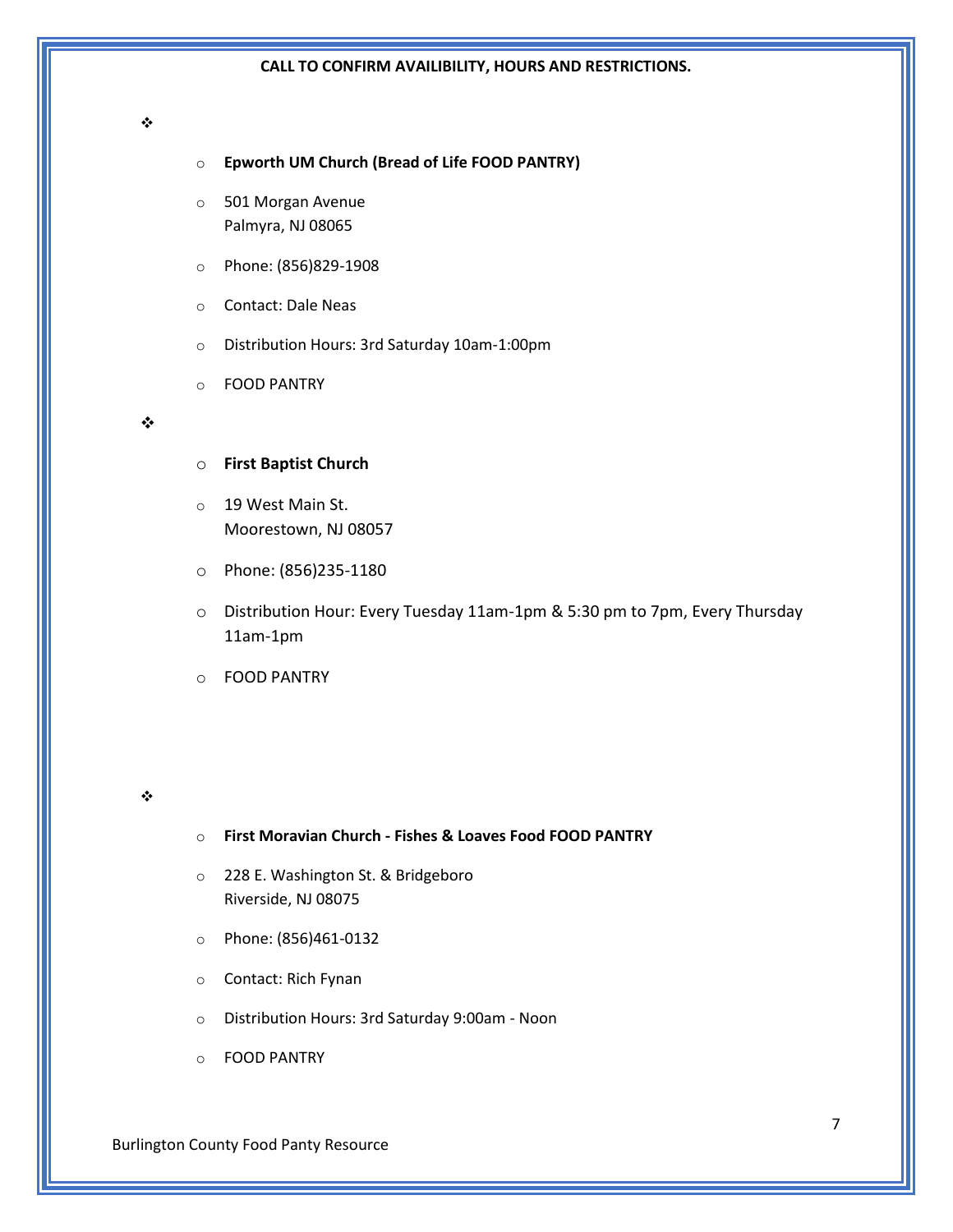**CALL TO CONFIRM AVAILIBILITY, HOURS AND RESTRICTIONS.**

- 
    - **Epworth UM Church (Bread of Life FOOD PANTRY)**
    - 501 Morgan Avenue
      Palmyra, NJ 08065
    - Phone: (856)829-1908
    - Contact: Dale Neas
    - Distribution Hours: 3rd Saturday 10am-1:00pm
    - FOOD PANTRY

- 
    - **First Baptist Church**
    - 19 West Main St.
      Moorestown, NJ 08057
    - Phone: (856)235-1180
    - Distribution Hour: Every Tuesday 11am-1pm & 5:30 pm to 7pm, Every Thursday 11am-1pm
    - FOOD PANTRY

- 
    - **First Moravian Church - Fishes & Loaves Food FOOD PANTRY**
    - 228 E. Washington St. & Bridgeboro
      Riverside, NJ 08075
    - Phone: (856)461-0132
    - Contact: Rich Fynan
    - Distribution Hours: 3rd Saturday 9:00am - Noon
    - FOOD PANTRY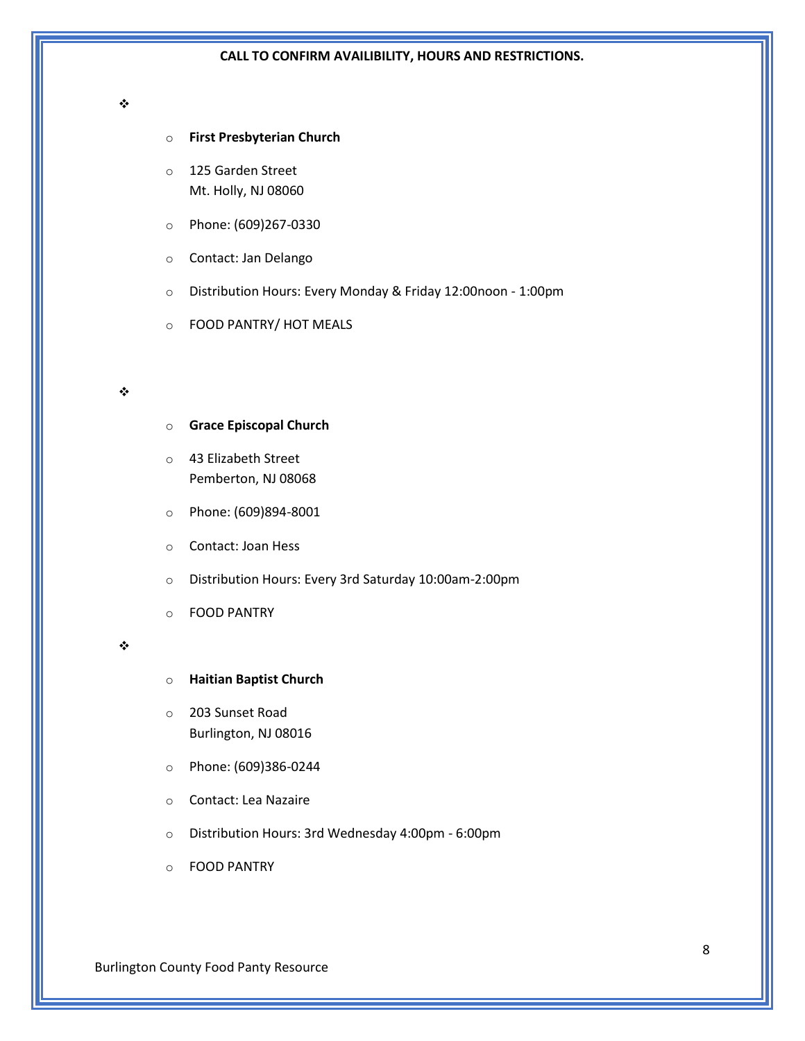**CALL TO CONFIRM AVAILIBILITY, HOURS AND RESTRICTIONS.**

- **First Presbyterian Church**
- 125 Garden Street
  Mt. Holly, NJ 08060
- Phone: (609)267-0330
- Contact: Jan Delango
- Distribution Hours: Every Monday & Friday 12:00noon - 1:00pm
- FOOD PANTRY/ HOT MEALS

- **Grace Episcopal Church**
- 43 Elizabeth Street
  Pemberton, NJ 08068
- Phone: (609)894-8001
- Contact: Joan Hess
- Distribution Hours: Every 3rd Saturday 10:00am-2:00pm
- FOOD PANTRY

- **Haitian Baptist Church**
- 203 Sunset Road
  Burlington, NJ 08016
- Phone: (609)386-0244
- Contact: Lea Nazaire
- Distribution Hours: 3rd Wednesday 4:00pm - 6:00pm
- FOOD PANTRY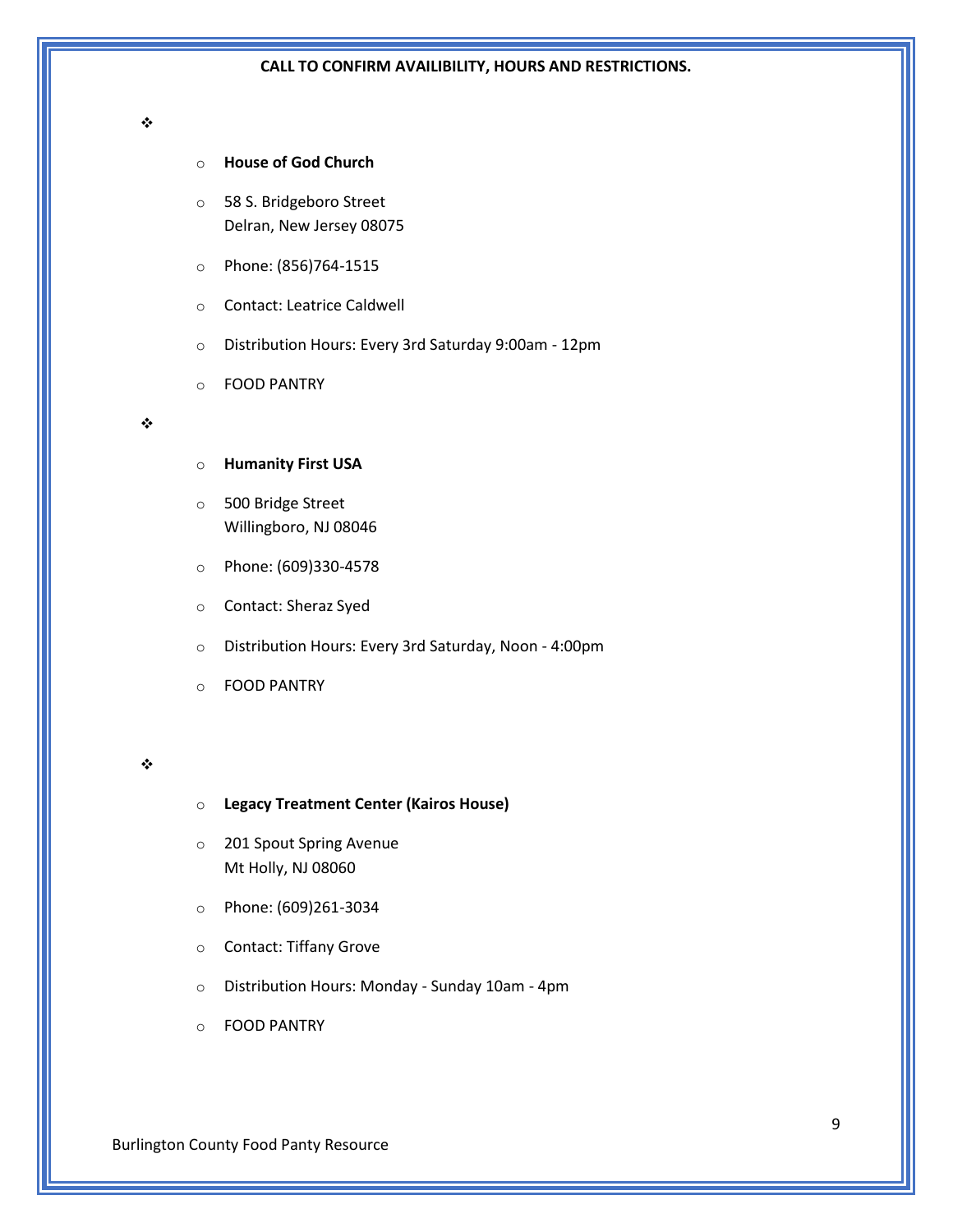**CALL TO CONFIRM AVAILIBILITY, HOURS AND RESTRICTIONS.**

- **House of God Church**
- 58 S. Bridgeboro Street
  Delran, New Jersey 08075
- Phone: (856)764-1515
- Contact: Leatrice Caldwell
- Distribution Hours: Every 3rd Saturday 9:00am - 12pm
- FOOD PANTRY

---

- **Humanity First USA**
- 500 Bridge Street
  Willingboro, NJ 08046
- Phone: (609)330-4578
- Contact: Sheraz Syed
- Distribution Hours: Every 3rd Saturday, Noon - 4:00pm
- FOOD PANTRY

---

- **Legacy Treatment Center (Kairos House)**
- 201 Spout Spring Avenue
  Mt Holly, NJ 08060
- Phone: (609)261-3034
- Contact: Tiffany Grove
- Distribution Hours: Monday - Sunday 10am - 4pm
- FOOD PANTRY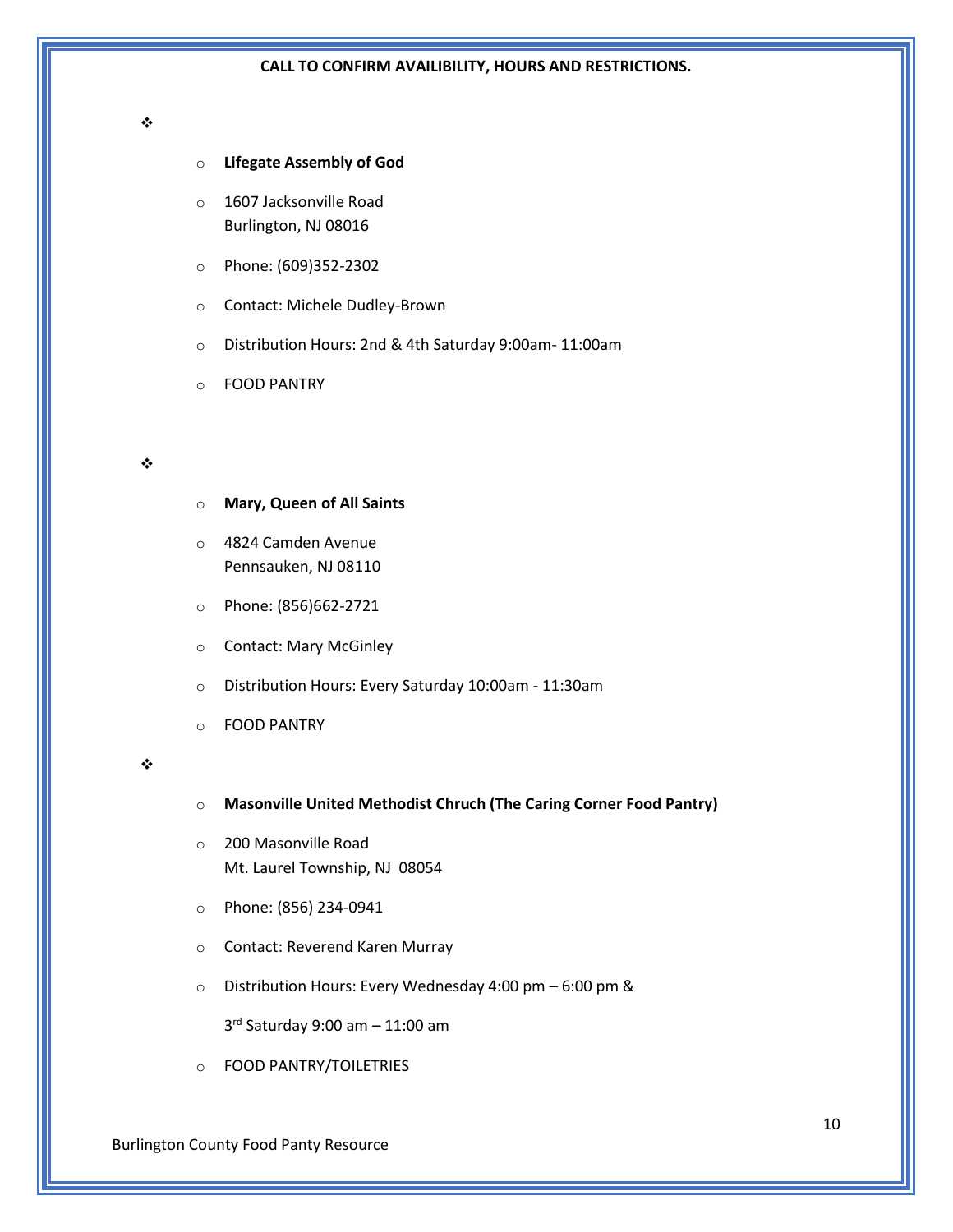**CALL TO CONFIRM AVAILIBILITY, HOURS AND RESTRICTIONS.**

- **Lifegate Assembly of God**
- 1607 Jacksonville Road
  Burlington, NJ 08016
- Phone: (609)352-2302
- Contact: Michele Dudley-Brown
- Distribution Hours: 2nd & 4th Saturday 9:00am- 11:00am
- FOOD PANTRY

---

- **Mary, Queen of All Saints**
- 4824 Camden Avenue
  Pennsauken, NJ 08110
- Phone: (856)662-2721
- Contact: Mary McGinley
- Distribution Hours: Every Saturday 10:00am - 11:30am
- FOOD PANTRY

---

- **Masonville United Methodist Chruch (The Caring Corner Food Pantry)**
- 200 Masonville Road
  Mt. Laurel Township, NJ 08054
- Phone: (856) 234-0941
- Contact: Reverend Karen Murray
- Distribution Hours: Every Wednesday 4:00 pm – 6:00 pm &

  3rd Saturday 9:00 am – 11:00 am
- FOOD PANTRY/TOILETRIES

Burlington County Food Panty Resource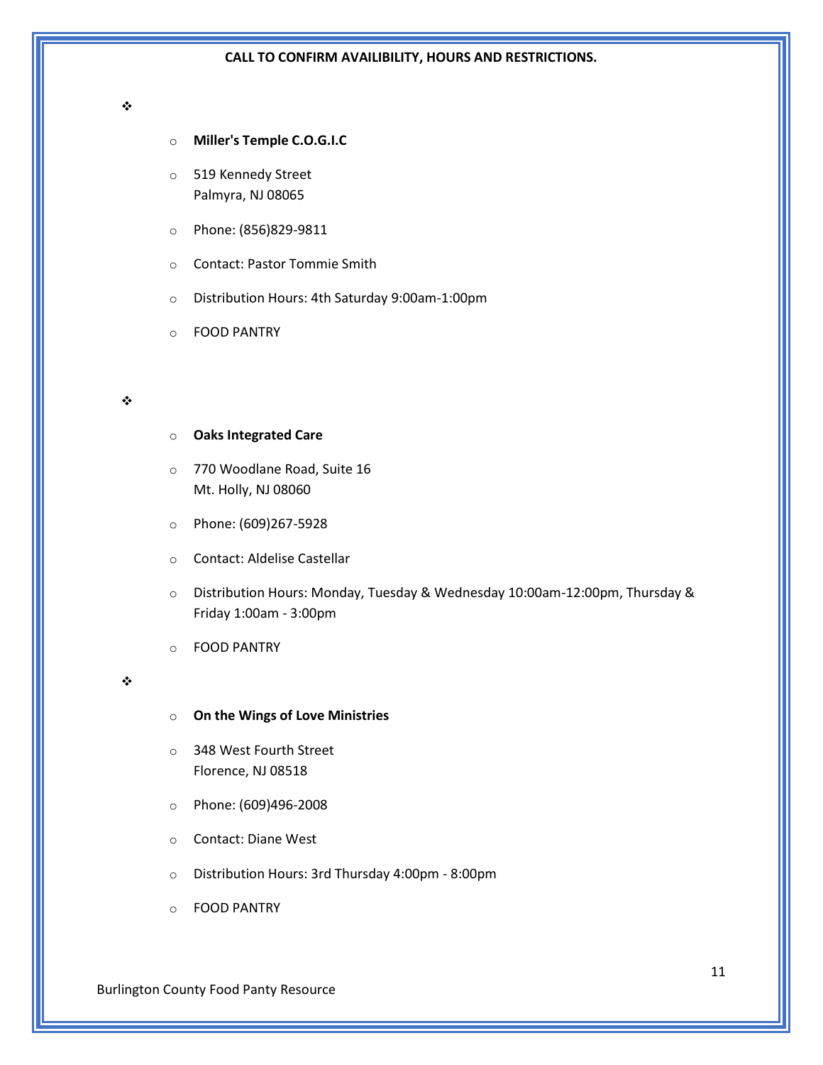**CALL TO CONFIRM AVAILIBILITY, HOURS AND RESTRICTIONS.**

- **Miller's Temple C.O.G.I.C**
- 519 Kennedy Street
  Palmyra, NJ 08065
- Phone: (856)829-9811
- Contact: Pastor Tommie Smith
- Distribution Hours: 4th Saturday 9:00am-1:00pm
- FOOD PANTRY

---

- **Oaks Integrated Care**
- 770 Woodlane Road, Suite 16
  Mt. Holly, NJ 08060
- Phone: (609)267-5928
- Contact: Aldelise Castellar
- Distribution Hours: Monday, Tuesday & Wednesday 10:00am-12:00pm, Thursday & Friday 1:00am - 3:00pm
- FOOD PANTRY

---

- **On the Wings of Love Ministries**
- 348 West Fourth Street
  Florence, NJ 08518
- Phone: (609)496-2008
- Contact: Diane West
- Distribution Hours: 3rd Thursday 4:00pm - 8:00pm
- FOOD PANTRY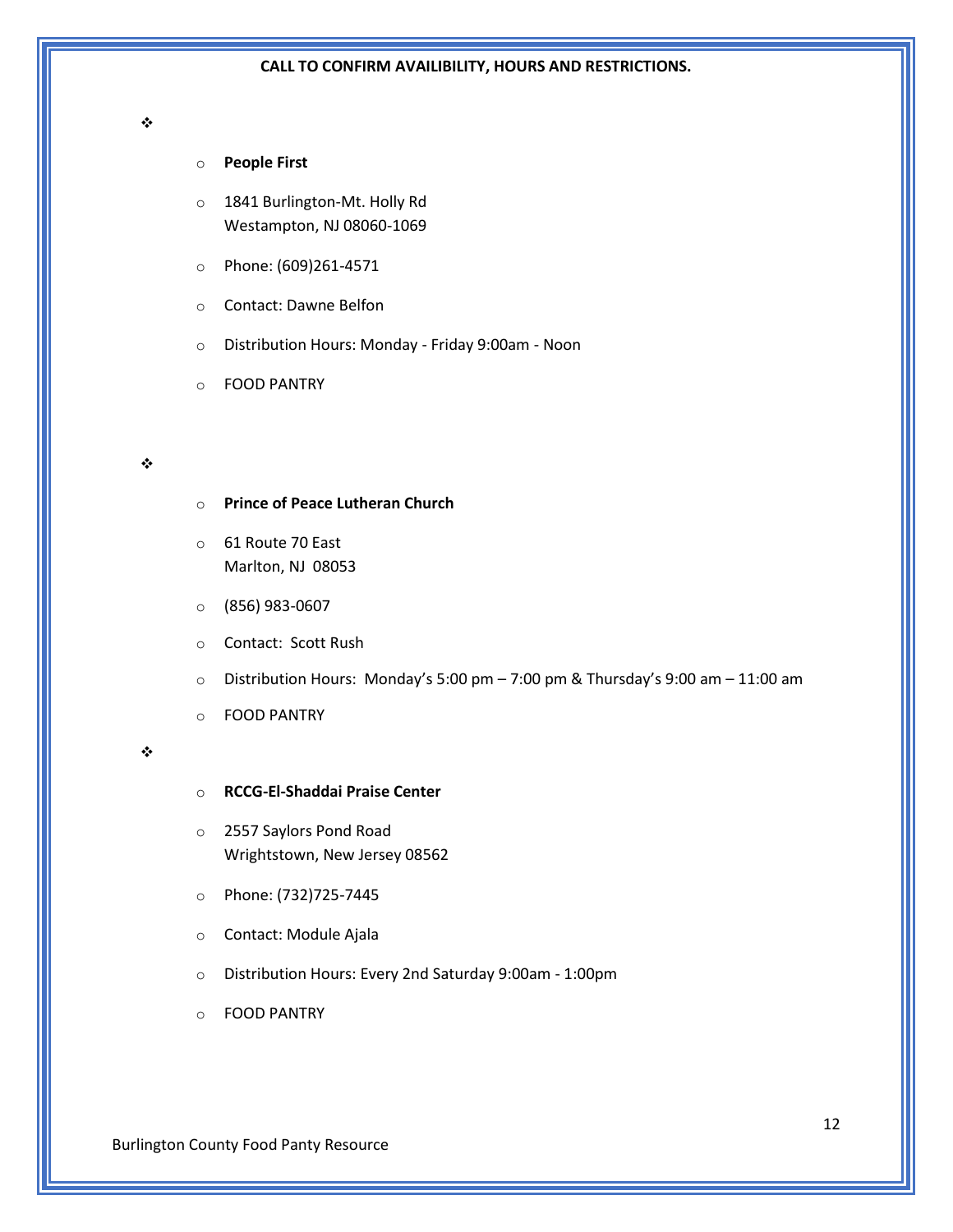**CALL TO CONFIRM AVAILIBILITY, HOURS AND RESTRICTIONS.**

- **People First**
- 1841 Burlington-Mt. Holly Rd
  Westampton, NJ 08060-1069
- Phone: (609)261-4571
- Contact: Dawne Belfon
- Distribution Hours: Monday - Friday 9:00am - Noon
- FOOD PANTRY

---

- **Prince of Peace Lutheran Church**
- 61 Route 70 East
  Marlton, NJ 08053
- (856) 983-0607
- Contact: Scott Rush
- Distribution Hours: Monday's 5:00 pm – 7:00 pm & Thursday's 9:00 am – 11:00 am
- FOOD PANTRY

---

- **RCCG-El-Shaddai Praise Center**
- 2557 Saylors Pond Road
  Wrightstown, New Jersey 08562
- Phone: (732)725-7445
- Contact: Module Ajala
- Distribution Hours: Every 2nd Saturday 9:00am - 1:00pm
- FOOD PANTRY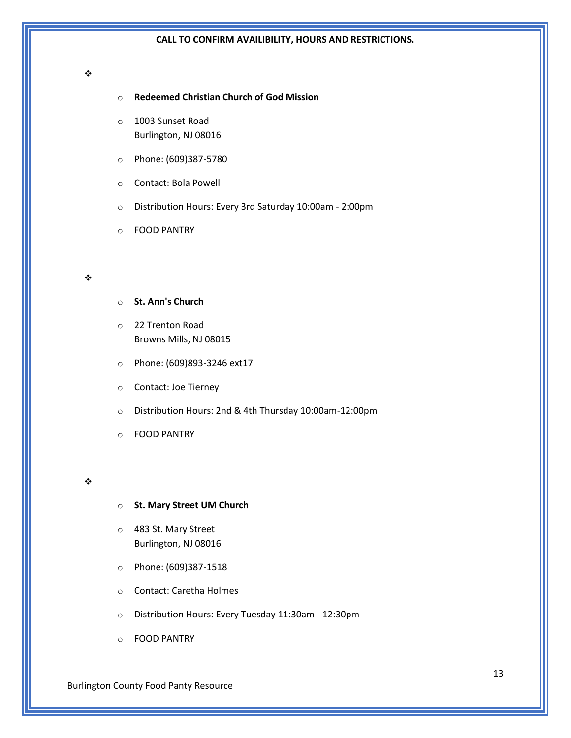**CALL TO CONFIRM AVAILIBILITY, HOURS AND RESTRICTIONS.**

- **Redeemed Christian Church of God Mission**
- 1003 Sunset Road
  Burlington, NJ 08016
- Phone: (609)387-5780
- Contact: Bola Powell
- Distribution Hours: Every 3rd Saturday 10:00am - 2:00pm
- FOOD PANTRY

---

- **St. Ann's Church**
- 22 Trenton Road
  Browns Mills, NJ 08015
- Phone: (609)893-3246 ext17
- Contact: Joe Tierney
- Distribution Hours: 2nd & 4th Thursday 10:00am-12:00pm
- FOOD PANTRY

---

- **St. Mary Street UM Church**
- 483 St. Mary Street
  Burlington, NJ 08016
- Phone: (609)387-1518
- Contact: Caretha Holmes
- Distribution Hours: Every Tuesday 11:30am - 12:30pm
- FOOD PANTRY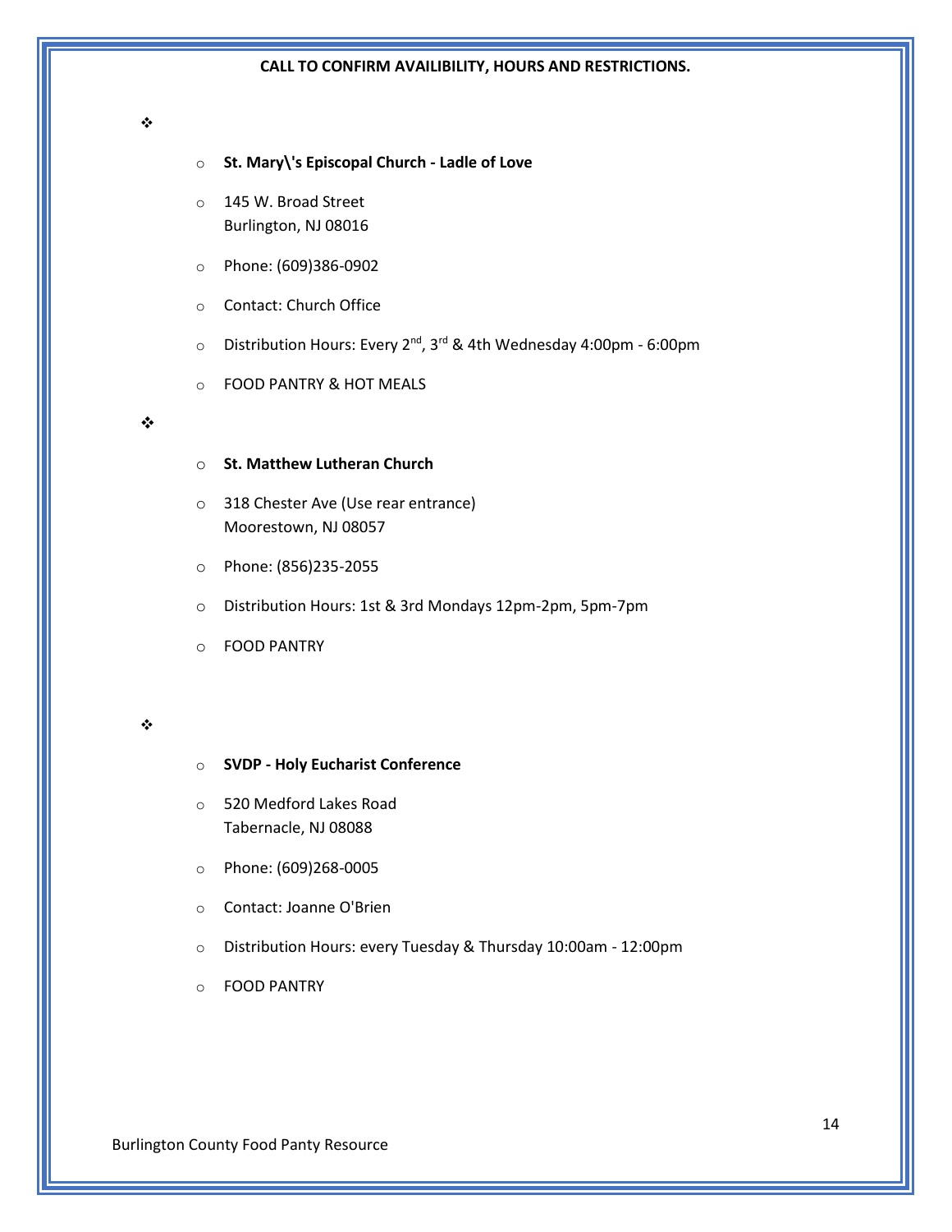**CALL TO CONFIRM AVAILIBILITY, HOURS AND RESTRICTIONS.**

- **St. Mary\'s Episcopal Church - Ladle of Love**
  - 145 W. Broad Street
    Burlington, NJ 08016
  - Phone: (609)386-0902
  - Contact: Church Office
  - Distribution Hours: Every 2nd, 3rd & 4th Wednesday 4:00pm - 6:00pm
  - FOOD PANTRY & HOT MEALS

- **St. Matthew Lutheran Church**
  - 318 Chester Ave (Use rear entrance)
    Moorestown, NJ 08057
  - Phone: (856)235-2055
  - Distribution Hours: 1st & 3rd Mondays 12pm-2pm, 5pm-7pm
  - FOOD PANTRY

- **SVDP - Holy Eucharist Conference**
  - 520 Medford Lakes Road
    Tabernacle, NJ 08088
  - Phone: (609)268-0005
  - Contact: Joanne O'Brien
  - Distribution Hours: every Tuesday & Thursday 10:00am - 12:00pm
  - FOOD PANTRY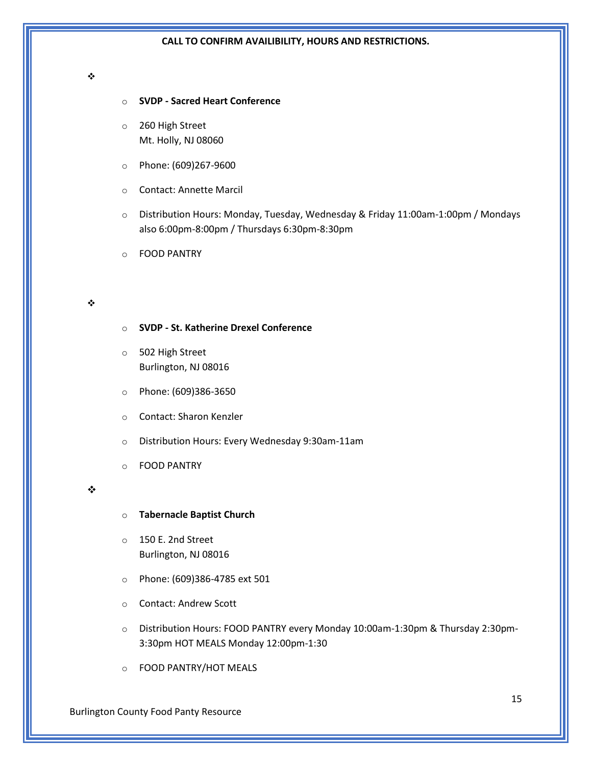**CALL TO CONFIRM AVAILIBILITY, HOURS AND RESTRICTIONS.**

- 
  - **SVDP - Sacred Heart Conference**
  - 260 High Street
    Mt. Holly, NJ 08060
  - Phone: (609)267-9600
  - Contact: Annette Marcil
  - Distribution Hours: Monday, Tuesday, Wednesday & Friday 11:00am-1:00pm / Mondays also 6:00pm-8:00pm / Thursdays 6:30pm-8:30pm
  - FOOD PANTRY

- 
  - **SVDP - St. Katherine Drexel Conference**
  - 502 High Street
    Burlington, NJ 08016
  - Phone: (609)386-3650
  - Contact: Sharon Kenzler
  - Distribution Hours: Every Wednesday 9:30am-11am
  - FOOD PANTRY

- 
  - **Tabernacle Baptist Church**
  - 150 E. 2nd Street
    Burlington, NJ 08016
  - Phone: (609)386-4785 ext 501
  - Contact: Andrew Scott
  - Distribution Hours: FOOD PANTRY every Monday 10:00am-1:30pm & Thursday 2:30pm-3:30pm HOT MEALS Monday 12:00pm-1:30
  - FOOD PANTRY/HOT MEALS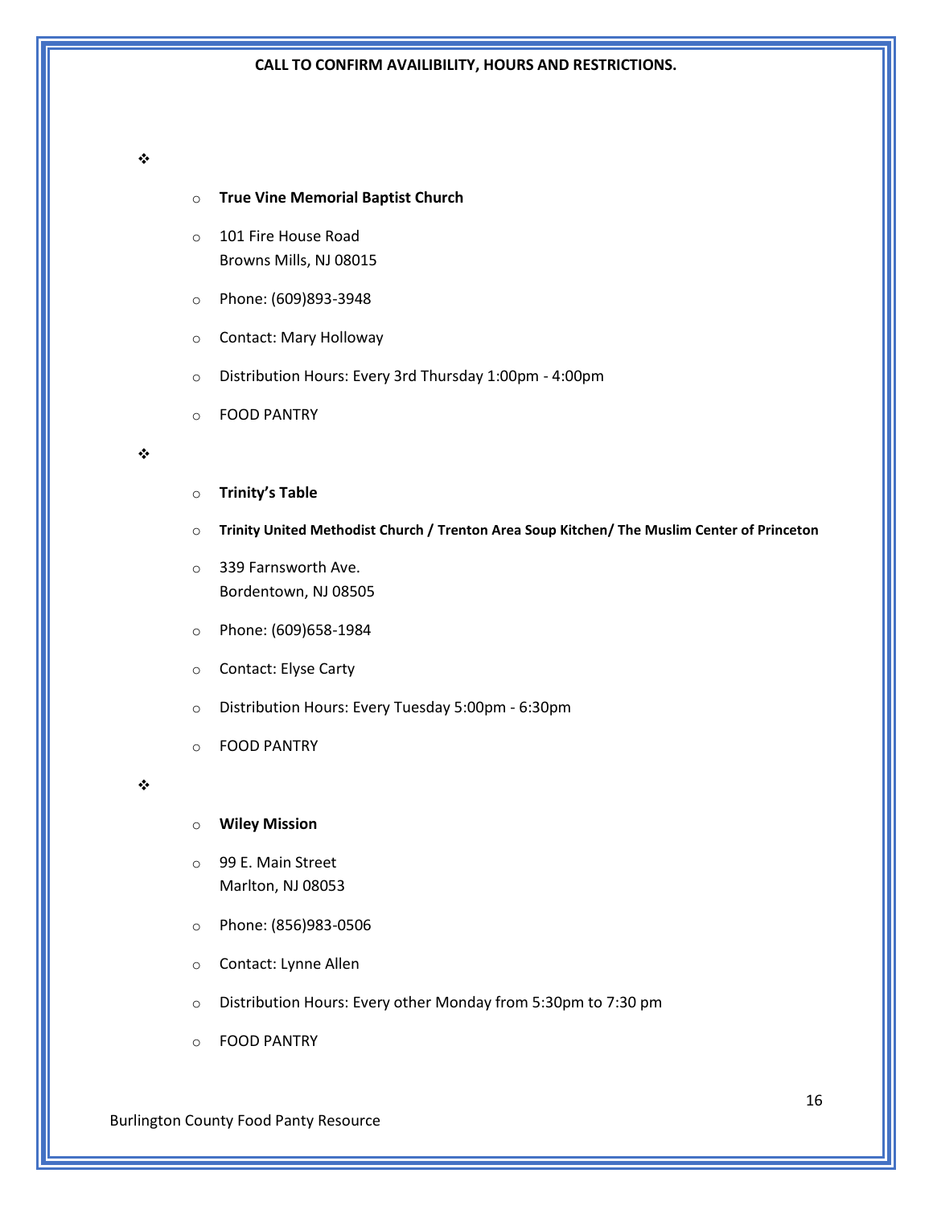**CALL TO CONFIRM AVAILIBILITY, HOURS AND RESTRICTIONS.**

- 
    - **True Vine Memorial Baptist Church**
    - 101 Fire House Road
      Browns Mills, NJ 08015
    - Phone: (609)893-3948
    - Contact: Mary Holloway
    - Distribution Hours: Every 3rd Thursday 1:00pm - 4:00pm
    - FOOD PANTRY

- 
    - **Trinity's Table**
    - **Trinity United Methodist Church / Trenton Area Soup Kitchen/ The Muslim Center of Princeton**
    - 339 Farnsworth Ave.
      Bordentown, NJ 08505
    - Phone: (609)658-1984
    - Contact: Elyse Carty
    - Distribution Hours: Every Tuesday 5:00pm - 6:30pm
    - FOOD PANTRY

- 
    - **Wiley Mission**
    - 99 E. Main Street
      Marlton, NJ 08053
    - Phone: (856)983-0506
    - Contact: Lynne Allen
    - Distribution Hours: Every other Monday from 5:30pm to 7:30 pm
    - FOOD PANTRY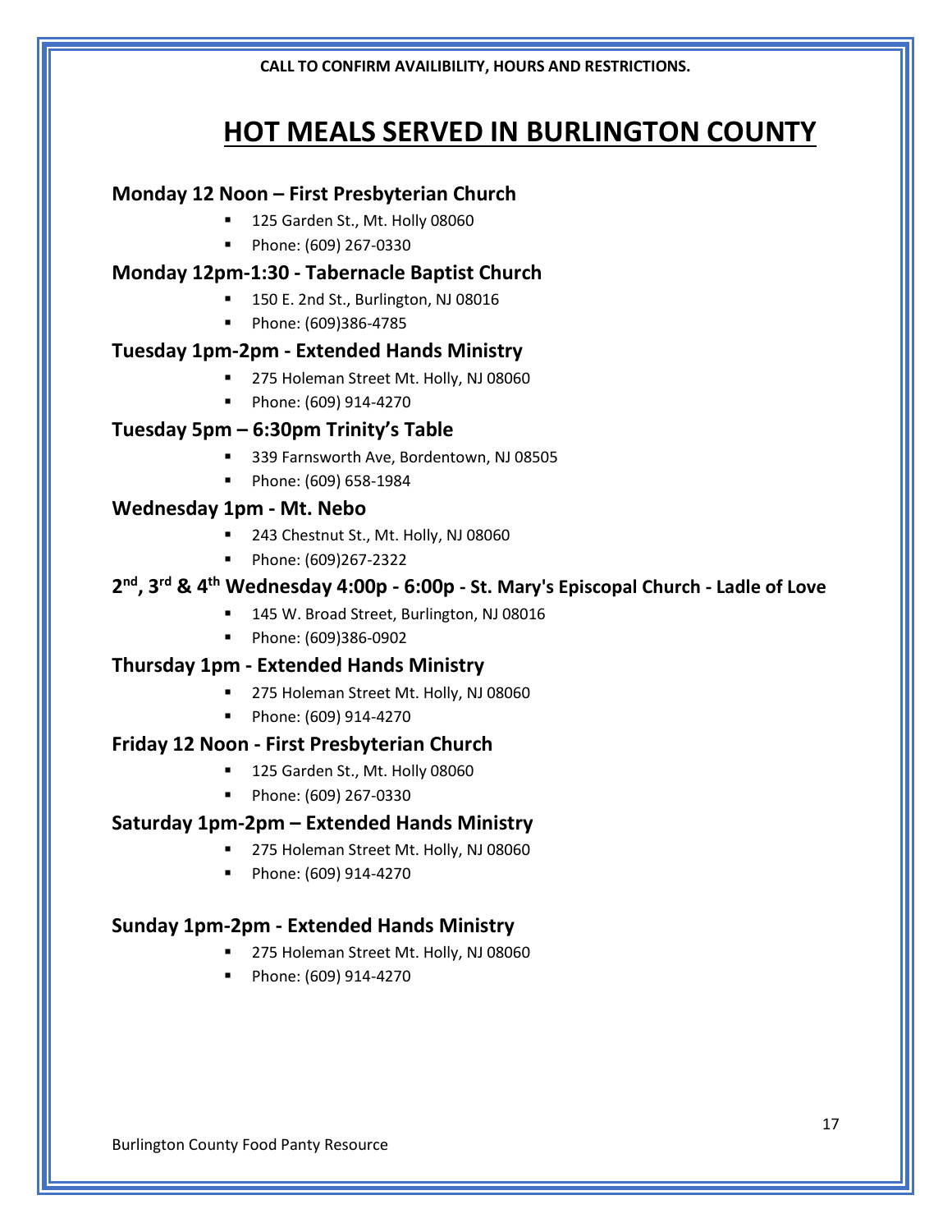**CALL TO CONFIRM AVAILIBILITY, HOURS AND RESTRICTIONS.**

# HOT MEALS SERVED IN BURLINGTON COUNTY

### Monday 12 Noon – First Presbyterian Church

- 125 Garden St., Mt. Holly 08060
- Phone: (609) 267-0330

### Monday 12pm-1:30 - Tabernacle Baptist Church

- 150 E. 2nd St., Burlington, NJ 08016
- Phone: (609)386-4785

### Tuesday 1pm-2pm - Extended Hands Ministry

- 275 Holeman Street Mt. Holly, NJ 08060
- Phone: (609) 914-4270

### Tuesday 5pm – 6:30pm Trinity's Table

- 339 Farnsworth Ave, Bordentown, NJ 08505
- Phone: (609) 658-1984

### Wednesday 1pm - Mt. Nebo

- 243 Chestnut St., Mt. Holly, NJ 08060
- Phone: (609)267-2322

### 2nd, 3rd & 4th Wednesday 4:00p - 6:00p - St. Mary's Episcopal Church - Ladle of Love

- 145 W. Broad Street, Burlington, NJ 08016
- Phone: (609)386-0902

### Thursday 1pm - Extended Hands Ministry

- 275 Holeman Street Mt. Holly, NJ 08060
- Phone: (609) 914-4270

### Friday 12 Noon - First Presbyterian Church

- 125 Garden St., Mt. Holly 08060
- Phone: (609) 267-0330

### Saturday 1pm-2pm – Extended Hands Ministry

- 275 Holeman Street Mt. Holly, NJ 08060
- Phone: (609) 914-4270

### Sunday 1pm-2pm - Extended Hands Ministry

- 275 Holeman Street Mt. Holly, NJ 08060
- Phone: (609) 914-4270